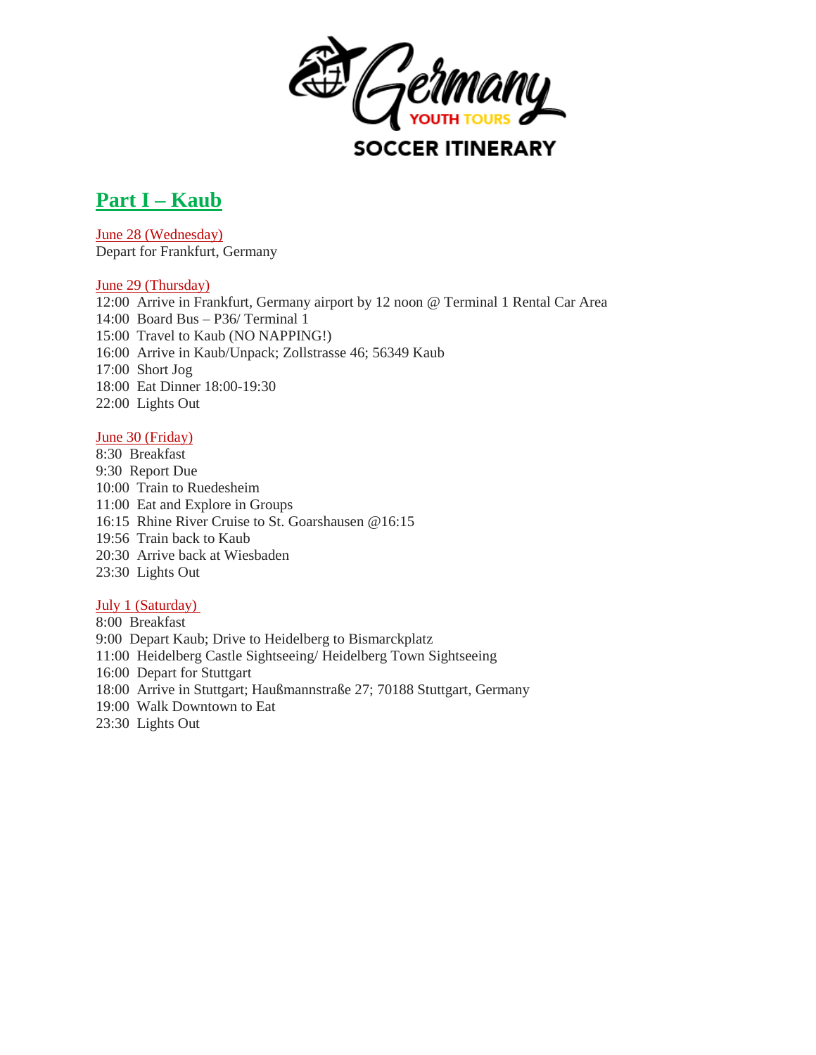# Germany YOUTH TOURS

## SOCCER ITINERARY

## Part I – Kaub

June 28 (Wednesday)
Depart for Frankfurt, Germany

June 29 (Thursday)
12:00 Arrive in Frankfurt, Germany airport by 12 noon @ Terminal 1 Rental Car Area
14:00 Board Bus – P36/ Terminal 1
15:00 Travel to Kaub (NO NAPPING!)
16:00 Arrive in Kaub/Unpack; Zollstrasse 46; 56349 Kaub
17:00 Short Jog
18:00 Eat Dinner 18:00-19:30
22:00 Lights Out

June 30 (Friday)
8:30 Breakfast
9:30 Report Due
10:00 Train to Ruedesheim
11:00 Eat and Explore in Groups
16:15 Rhine River Cruise to St. Goarshausen @16:15
19:56 Train back to Kaub
20:30 Arrive back at Wiesbaden
23:30 Lights Out

July 1 (Saturday)
8:00 Breakfast
9:00 Depart Kaub; Drive to Heidelberg to Bismarckplatz
11:00 Heidelberg Castle Sightseeing/ Heidelberg Town Sightseeing
16:00 Depart for Stuttgart
18:00 Arrive in Stuttgart; Haußmannstraße 27; 70188 Stuttgart, Germany
19:00 Walk Downtown to Eat
23:30 Lights Out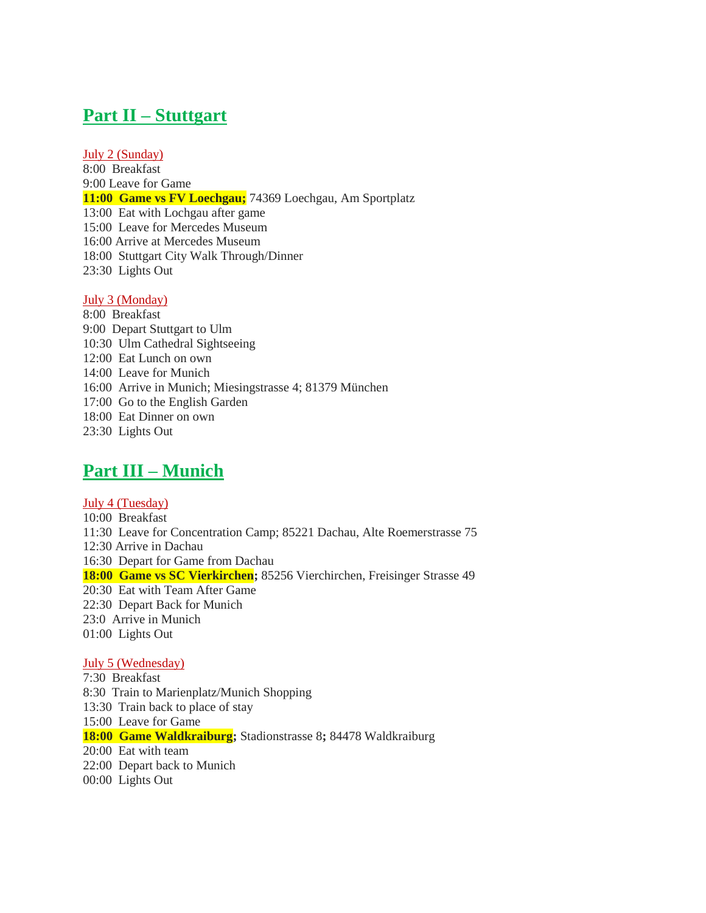## Part II – Stuttgart

July 2 (Sunday)

8:00  Breakfast
9:00 Leave for Game
**11:00  Game vs FV Loechgau;** 74369 Loechgau, Am Sportplatz
13:00  Eat with Lochgau after game
15:00  Leave for Mercedes Museum
16:00 Arrive at Mercedes Museum
18:00  Stuttgart City Walk Through/Dinner
23:30  Lights Out

July 3 (Monday)

8:00  Breakfast
9:00  Depart Stuttgart to Ulm
10:30  Ulm Cathedral Sightseeing
12:00  Eat Lunch on own
14:00  Leave for Munich
16:00  Arrive in Munich; Miesingstrasse 4; 81379 München
17:00  Go to the English Garden
18:00  Eat Dinner on own
23:30  Lights Out

## Part III – Munich

July 4 (Tuesday)

10:00  Breakfast
11:30  Leave for Concentration Camp; 85221 Dachau, Alte Roemerstrasse 75
12:30 Arrive in Dachau
16:30  Depart for Game from Dachau
**18:00  Game vs SC Vierkirchen;** 85256 Vierchirchen, Freisinger Strasse 49
20:30  Eat with Team After Game
22:30  Depart Back for Munich
23:0  Arrive in Munich
01:00  Lights Out

July 5 (Wednesday)

7:30  Breakfast
8:30  Train to Marienplatz/Munich Shopping
13:30  Train back to place of stay
15:00  Leave for Game
**18:00  Game Waldkraiburg;** Stadionstrasse 8**;** 84478 Waldkraiburg
20:00  Eat with team
22:00  Depart back to Munich
00:00  Lights Out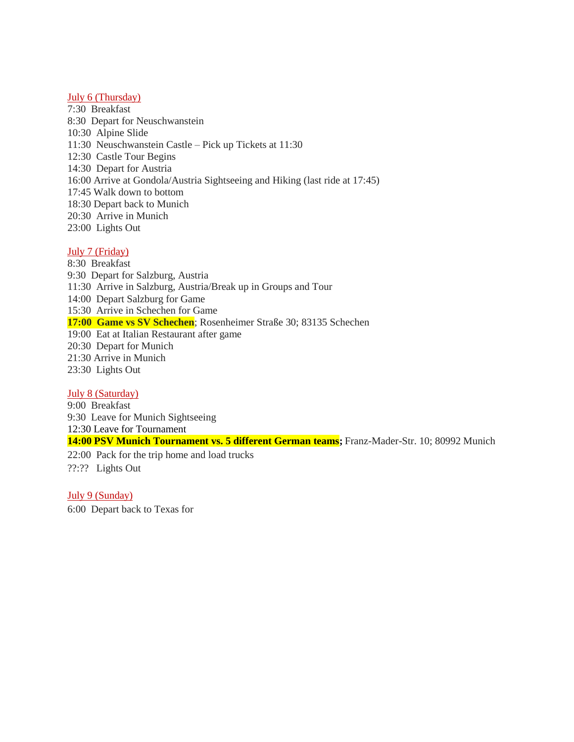July 6 (Thursday)

7:30  Breakfast
8:30  Depart for Neuschwanstein
10:30  Alpine Slide
11:30  Neuschwanstein Castle – Pick up Tickets at 11:30
12:30  Castle Tour Begins
14:30  Depart for Austria
16:00 Arrive at Gondola/Austria Sightseeing and Hiking (last ride at 17:45)
17:45 Walk down to bottom
18:30 Depart back to Munich
20:30  Arrive in Munich
23:00  Lights Out

July 7 (Friday)

8:30  Breakfast
9:30  Depart for Salzburg, Austria
11:30  Arrive in Salzburg, Austria/Break up in Groups and Tour
14:00  Depart Salzburg for Game
15:30  Arrive in Schechen for Game
**17:00  Game vs SV Schechen**; Rosenheimer Straße 30; 83135 Schechen
19:00  Eat at Italian Restaurant after game
20:30  Depart for Munich
21:30 Arrive in Munich
23:30  Lights Out

July 8 (Saturday)

9:00  Breakfast
9:30  Leave for Munich Sightseeing
12:30 Leave for Tournament
**14:00 PSV Munich Tournament vs. 5 different German teams;** Franz-Mader-Str. 10; 80992 Munich
22:00  Pack for the trip home and load trucks
??:??  Lights Out

July 9 (Sunday)

6:00  Depart back to Texas for